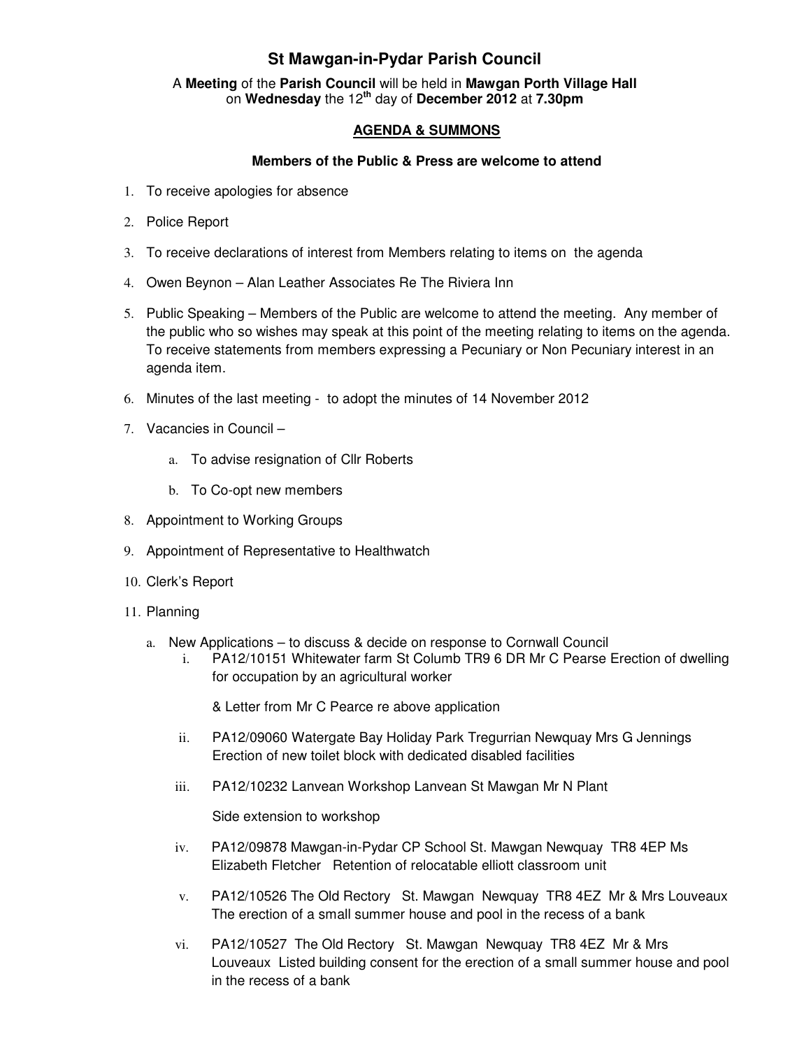# St Mawgan-in-Pydar Parish Council

A **Meeting** of the **Parish Council** will be held in **Mawgan Porth Village Hall** on **Wednesday** the 12th day of **December 2012** at **7.30pm**

## AGENDA & SUMMONS

### Members of the Public & Press are welcome to attend

1. To receive apologies for absence
2. Police Report
3. To receive declarations of interest from Members relating to items on the agenda
4. Owen Beynon – Alan Leather Associates Re The Riviera Inn
5. Public Speaking – Members of the Public are welcome to attend the meeting. Any member of the public who so wishes may speak at this point of the meeting relating to items on the agenda. To receive statements from members expressing a Pecuniary or Non Pecuniary interest in an agenda item.
6. Minutes of the last meeting - to adopt the minutes of 14 November 2012
7. Vacancies in Council –
   a. To advise resignation of Cllr Roberts
   b. To Co-opt new members
8. Appointment to Working Groups
9. Appointment of Representative to Healthwatch
10. Clerk's Report
11. Planning
    a. New Applications – to discuss & decide on response to Cornwall Council
       i. PA12/10151 Whitewater farm St Columb TR9 6 DR Mr C Pearse Erection of dwelling for occupation by an agricultural worker

          & Letter from Mr C Pearce re above application

       ii. PA12/09060 Watergate Bay Holiday Park Tregurrian Newquay Mrs G Jennings Erection of new toilet block with dedicated disabled facilities
       iii. PA12/10232 Lanvean Workshop Lanvean St Mawgan Mr N Plant

            Side extension to workshop

       iv. PA12/09878 Mawgan-in-Pydar CP School St. Mawgan Newquay TR8 4EP Ms Elizabeth Fletcher Retention of relocatable elliott classroom unit
       v. PA12/10526 The Old Rectory St. Mawgan Newquay TR8 4EZ Mr & Mrs Louveaux The erection of a small summer house and pool in the recess of a bank
       vi. PA12/10527 The Old Rectory St. Mawgan Newquay TR8 4EZ Mr & Mrs Louveaux Listed building consent for the erection of a small summer house and pool in the recess of a bank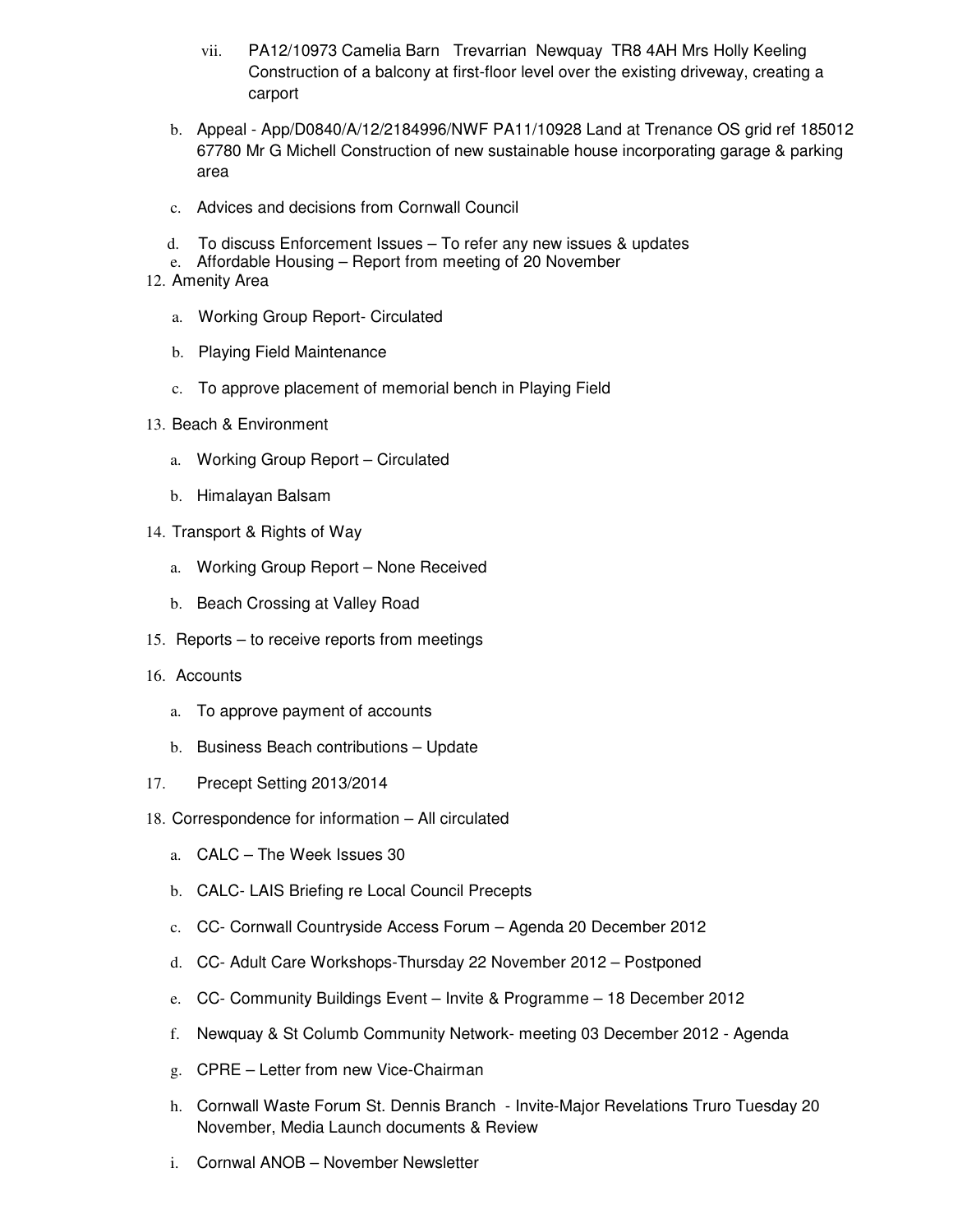vii. PA12/10973 Camelia Barn Trevarrian Newquay TR8 4AH Mrs Holly Keeling Construction of a balcony at first-floor level over the existing driveway, creating a carport

b. Appeal - App/D0840/A/12/2184996/NWF PA11/10928 Land at Trenance OS grid ref 185012 67780 Mr G Michell Construction of new sustainable house incorporating garage & parking area

c. Advices and decisions from Cornwall Council

d. To discuss Enforcement Issues – To refer any new issues & updates

e. Affordable Housing – Report from meeting of 20 November

12. Amenity Area

    a. Working Group Report- Circulated

    b. Playing Field Maintenance

    c. To approve placement of memorial bench in Playing Field

13. Beach & Environment

    a. Working Group Report – Circulated

    b. Himalayan Balsam

14. Transport & Rights of Way

    a. Working Group Report – None Received

    b. Beach Crossing at Valley Road

15. Reports – to receive reports from meetings

16. Accounts

    a. To approve payment of accounts

    b. Business Beach contributions – Update

17. Precept Setting 2013/2014

18. Correspondence for information – All circulated

    a. CALC – The Week Issues 30

    b. CALC- LAIS Briefing re Local Council Precepts

    c. CC- Cornwall Countryside Access Forum – Agenda 20 December 2012

    d. CC- Adult Care Workshops-Thursday 22 November 2012 – Postponed

    e. CC- Community Buildings Event – Invite & Programme – 18 December 2012

    f. Newquay & St Columb Community Network- meeting 03 December 2012 - Agenda

    g. CPRE – Letter from new Vice-Chairman

    h. Cornwall Waste Forum St. Dennis Branch - Invite-Major Revelations Truro Tuesday 20 November, Media Launch documents & Review

    i. Cornwal ANOB – November Newsletter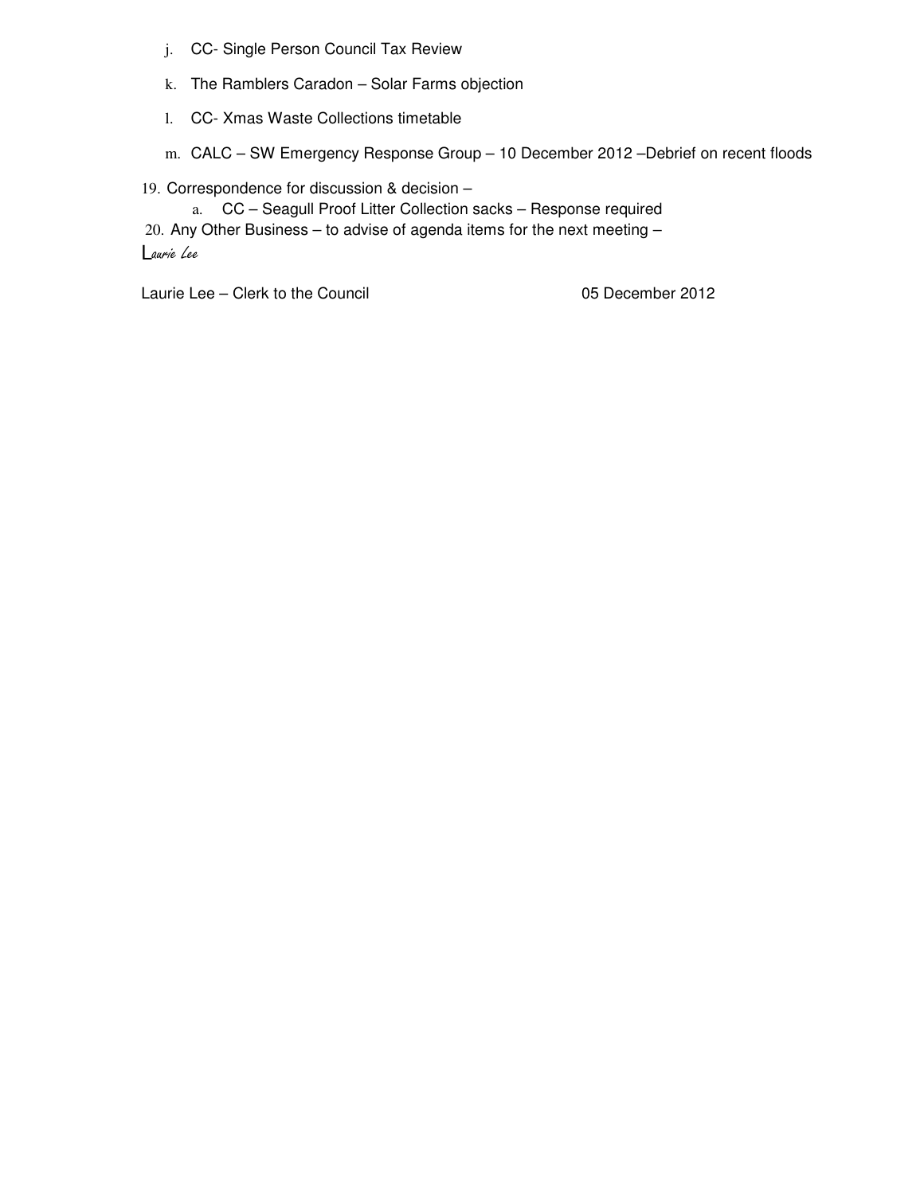j. CC- Single Person Council Tax Review

k. The Ramblers Caradon – Solar Farms objection

l. CC- Xmas Waste Collections timetable

m. CALC – SW Emergency Response Group – 10 December 2012 –Debrief on recent floods

19. Correspondence for discussion & decision –

    a. CC – Seagull Proof Litter Collection sacks – Response required

20. Any Other Business – to advise of agenda items for the next meeting –

*Laurie Lee*

Laurie Lee – Clerk to the Council 05 December 2012